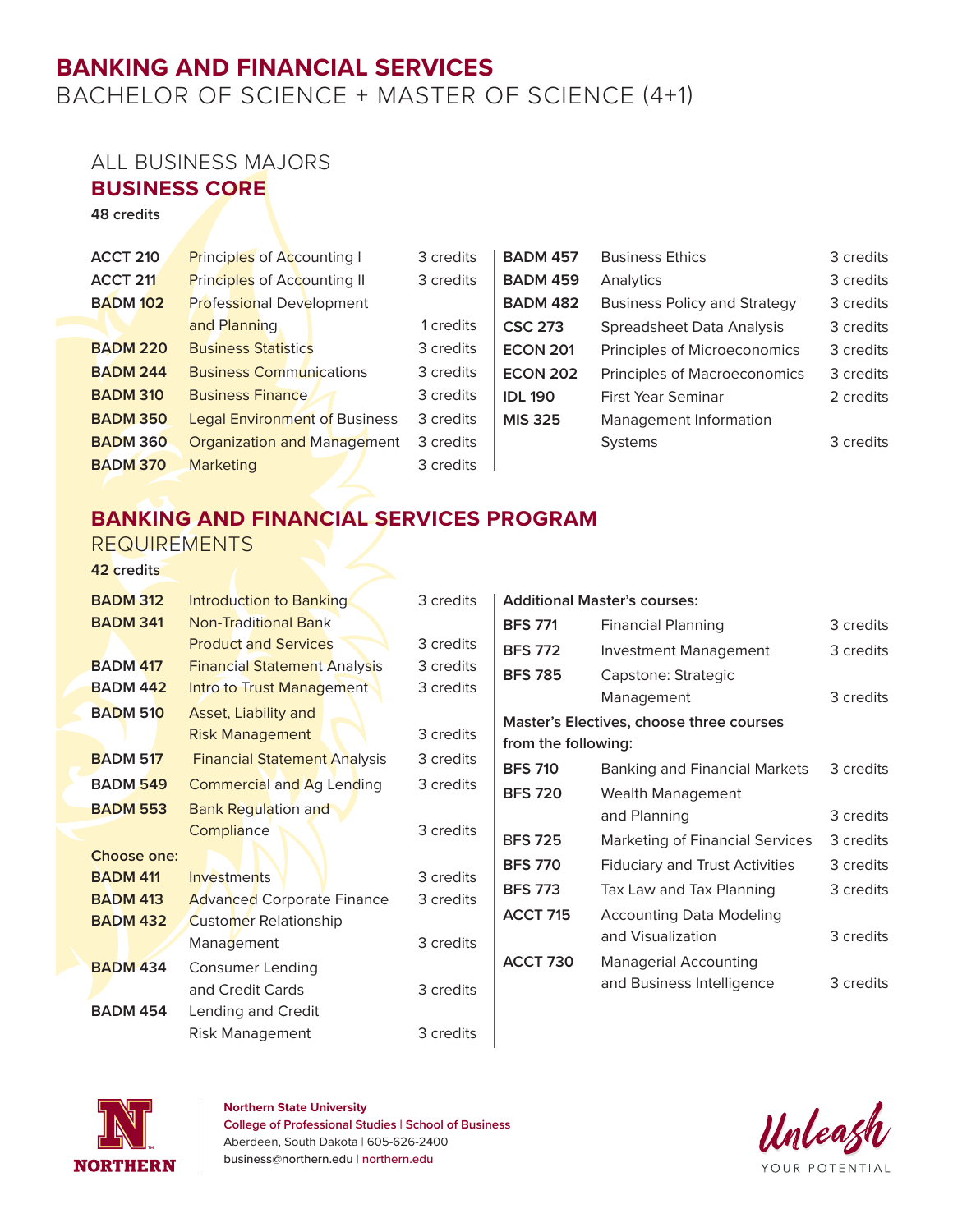# BANKING AND FINANCIAL SERVICES

BACHELOR OF SCIENCE + MASTER OF SCIENCE (4+1)

## ALL BUSINESS MAJORS

## BUSINESS CORE

**48 credits**

| Course | Title | Credits |
|---|---|---|
| **ACCT 210** | Principles of Accounting I | 3 credits |
| **ACCT 211** | Principles of Accounting II | 3 credits |
| **BADM 102** | Professional Development and Planning | 1 credits |
| **BADM 220** | Business Statistics | 3 credits |
| **BADM 244** | Business Communications | 3 credits |
| **BADM 310** | Business Finance | 3 credits |
| **BADM 350** | Legal Environment of Business | 3 credits |
| **BADM 360** | Organization and Management | 3 credits |
| **BADM 370** | Marketing | 3 credits |
| **BADM 457** | Business Ethics | 3 credits |
| **BADM 459** | Analytics | 3 credits |
| **BADM 482** | Business Policy and Strategy | 3 credits |
| **CSC 273** | Spreadsheet Data Analysis | 3 credits |
| **ECON 201** | Principles of Microeconomics | 3 credits |
| **ECON 202** | Principles of Macroeconomics | 3 credits |
| **IDL 190** | First Year Seminar | 2 credits |
| **MIS 325** | Management Information Systems | 3 credits |

## BANKING AND FINANCIAL SERVICES PROGRAM

REQUIREMENTS

**42 credits**

| Course | Title | Credits |
|---|---|---|
| **BADM 312** | Introduction to Banking | 3 credits |
| **BADM 341** | Non-Traditional Bank Product and Services | 3 credits |
| **BADM 417** | Financial Statement Analysis | 3 credits |
| **BADM 442** | Intro to Trust Management | 3 credits |
| **BADM 510** | Asset, Liability and Risk Management | 3 credits |
| **BADM 517** | Financial Statement Analysis | 3 credits |
| **BADM 549** | Commercial and Ag Lending | 3 credits |
| **BADM 553** | Bank Regulation and Compliance | 3 credits |

**Choose one:**

| Course | Title | Credits |
|---|---|---|
| **BADM 411** | Investments | 3 credits |
| **BADM 413** | Advanced Corporate Finance | 3 credits |
| **BADM 432** | Customer Relationship Management | 3 credits |
| **BADM 434** | Consumer Lending and Credit Cards | 3 credits |
| **BADM 454** | Lending and Credit Risk Management | 3 credits |

**Additional Master's courses:**

| Course | Title | Credits |
|---|---|---|
| **BFS 771** | Financial Planning | 3 credits |
| **BFS 772** | Investment Management | 3 credits |
| **BFS 785** | Capstone: Strategic Management | 3 credits |

**Master's Electives, choose three courses from the following:**

| Course | Title | Credits |
|---|---|---|
| **BFS 710** | Banking and Financial Markets | 3 credits |
| **BFS 720** | Wealth Management and Planning | 3 credits |
| **BFS 725** | Marketing of Financial Services | 3 credits |
| **BFS 770** | Fiduciary and Trust Activities | 3 credits |
| **BFS 773** | Tax Law and Tax Planning | 3 credits |
| **ACCT 715** | Accounting Data Modeling and Visualization | 3 credits |
| **ACCT 730** | Managerial Accounting and Business Intelligence | 3 credits |

**Northern State University**
**College of Professional Studies | School of Business**
Aberdeen, South Dakota | 605-626-2400
business@northern.edu | northern.edu

Unleash YOUR POTENTIAL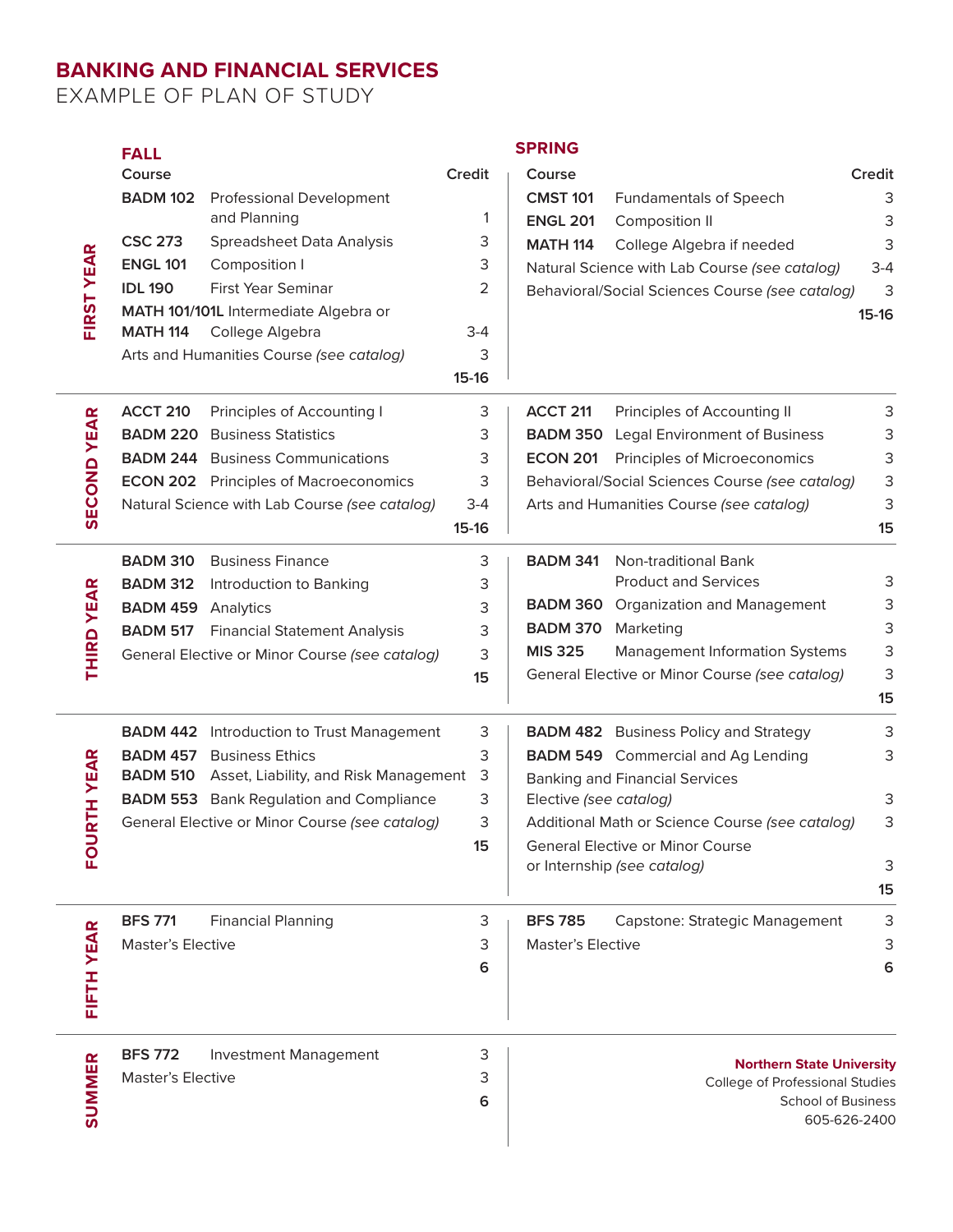# BANKING AND FINANCIAL SERVICES

EXAMPLE OF PLAN OF STUDY

## FIRST YEAR

| FALL Course | | Credit | SPRING Course | | Credit |
|---|---|---|---|---|---|
| **BADM 102** | Professional Development and Planning | 1 | **CMST 101** | Fundamentals of Speech | 3 |
| **CSC 273** | Spreadsheet Data Analysis | 3 | **ENGL 201** | Composition II | 3 |
| **ENGL 101** | Composition I | 3 | **MATH 114** | College Algebra if needed | 3 |
| **IDL 190** | First Year Seminar | 2 | Natural Science with Lab Course *(see catalog)* | | 3-4 |
| **MATH 101/101L** Intermediate Algebra or **MATH 114** | College Algebra | 3-4 | Behavioral/Social Sciences Course *(see catalog)* | | 3 |
| Arts and Humanities Course *(see catalog)* | | 3 | | | |
| | | **15-16** | | | **15-16** |

## SECOND YEAR

| FALL Course | | Credit | SPRING Course | | Credit |
|---|---|---|---|---|---|
| **ACCT 210** | Principles of Accounting I | 3 | **ACCT 211** | Principles of Accounting II | 3 |
| **BADM 220** | Business Statistics | 3 | **BADM 350** | Legal Environment of Business | 3 |
| **BADM 244** | Business Communications | 3 | **ECON 201** | Principles of Microeconomics | 3 |
| **ECON 202** | Principles of Macroeconomics | 3 | Behavioral/Social Sciences Course *(see catalog)* | | 3 |
| Natural Science with Lab Course *(see catalog)* | | 3-4 | Arts and Humanities Course *(see catalog)* | | 3 |
| | | **15-16** | | | **15** |

## THIRD YEAR

| FALL Course | | Credit | SPRING Course | | Credit |
|---|---|---|---|---|---|
| **BADM 310** | Business Finance | 3 | **BADM 341** | Non-traditional Bank Product and Services | 3 |
| **BADM 312** | Introduction to Banking | 3 | **BADM 360** | Organization and Management | 3 |
| **BADM 459** | Analytics | 3 | **BADM 370** | Marketing | 3 |
| **BADM 517** | Financial Statement Analysis | 3 | **MIS 325** | Management Information Systems | 3 |
| General Elective or Minor Course *(see catalog)* | | 3 | General Elective or Minor Course *(see catalog)* | | 3 |
| | | **15** | | | **15** |

## FOURTH YEAR

| FALL Course | | Credit | SPRING Course | | Credit |
|---|---|---|---|---|---|
| **BADM 442** | Introduction to Trust Management | 3 | **BADM 482** | Business Policy and Strategy | 3 |
| **BADM 457** | Business Ethics | 3 | **BADM 549** | Commercial and Ag Lending | 3 |
| **BADM 510** | Asset, Liability, and Risk Management | 3 | Banking and Financial Services Elective *(see catalog)* | | 3 |
| **BADM 553** | Bank Regulation and Compliance | 3 | Additional Math or Science Course *(see catalog)* | | 3 |
| General Elective or Minor Course *(see catalog)* | | 3 | General Elective or Minor Course or Internship *(see catalog)* | | 3 |
| | | **15** | | | **15** |

## FIFTH YEAR

| FALL Course | | Credit | SPRING Course | | Credit |
|---|---|---|---|---|---|
| **BFS 771** | Financial Planning | 3 | **BFS 785** | Capstone: Strategic Management | 3 |
| Master's Elective | | 3 | Master's Elective | | 3 |
| | | **6** | | | **6** |

## SUMMER

| Course | | Credit |
|---|---|---|
| **BFS 772** | Investment Management | 3 |
| Master's Elective | | 3 |
| | | **6** |

**Northern State University**
College of Professional Studies
School of Business
605-626-2400